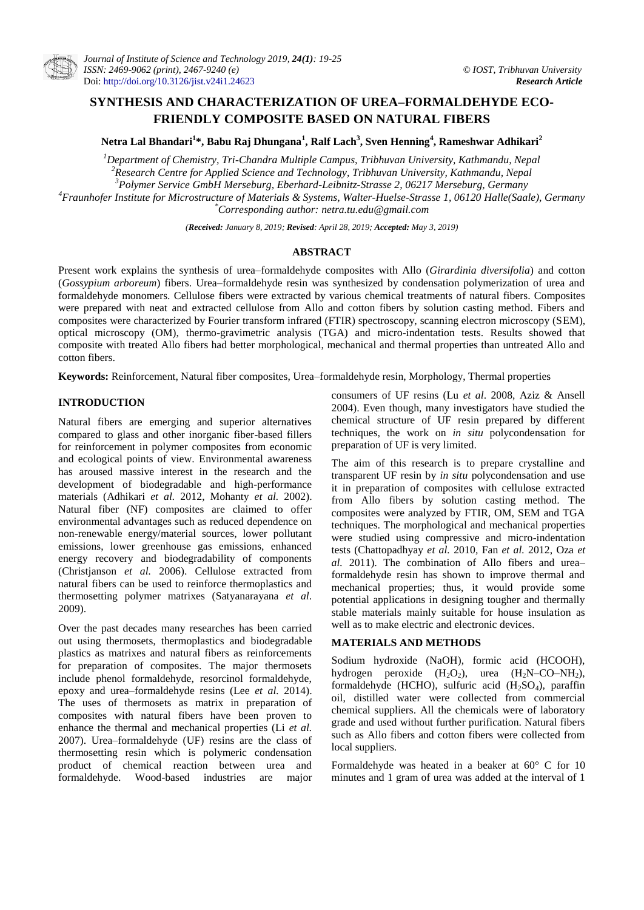# SYNTHESIS AND CHARACTERIZATION OF UREA–FORMALDEHYDE ECO-FRIENDLY COMPOSITE BASED ON NATURAL FIBERS

**Netra Lal Bhandari[1]\*, Babu Raj Dhungana[1], Ralf Lach[3], Sven Henning[4], Rameshwar Adhikari[2]**

[1]Department of Chemistry, Tri-Chandra Multiple Campus, Tribhuvan University, Kathmandu, Nepal
[2]Research Centre for Applied Science and Technology, Tribhuvan University, Kathmandu, Nepal
[3]Polymer Service GmbH Merseburg, Eberhard-Leibnitz-Strasse 2, 06217 Merseburg, Germany
[4]Fraunhofer Institute for Microstructure of Materials & Systems, Walter-Huelse-Strasse 1, 06120 Halle(Saale), Germany
\*Corresponding author: netra.tu.edu@gmail.com

*(**Received:** January 8, 2019; **Revised**: April 28, 2019; **Accepted:** May 3, 2019)*

## ABSTRACT

Present work explains the synthesis of urea–formaldehyde composites with Allo (*Girardinia diversifolia*) and cotton (*Gossypium arboreum*) fibers. Urea–formaldehyde resin was synthesized by condensation polymerization of urea and formaldehyde monomers. Cellulose fibers were extracted by various chemical treatments of natural fibers. Composites were prepared with neat and extracted cellulose from Allo and cotton fibers by solution casting method. Fibers and composites were characterized by Fourier transform infrared (FTIR) spectroscopy, scanning electron microscopy (SEM), optical microscopy (OM), thermo-gravimetric analysis (TGA) and micro-indentation tests. Results showed that composite with treated Allo fibers had better morphological, mechanical and thermal properties than untreated Allo and cotton fibers.

**Keywords:** Reinforcement, Natural fiber composites, Urea–formaldehyde resin, Morphology, Thermal properties

## INTRODUCTION

Natural fibers are emerging and superior alternatives compared to glass and other inorganic fiber-based fillers for reinforcement in polymer composites from economic and ecological points of view. Environmental awareness has aroused massive interest in the research and the development of biodegradable and high-performance materials (Adhikari *et al.* 2012, Mohanty *et al.* 2002). Natural fiber (NF) composites are claimed to offer environmental advantages such as reduced dependence on non-renewable energy/material sources, lower pollutant emissions, lower greenhouse gas emissions, enhanced energy recovery and biodegradability of components (Christjanson *et al.* 2006). Cellulose extracted from natural fibers can be used to reinforce thermoplastics and thermosetting polymer matrixes (Satyanarayana *et al*. 2009).

Over the past decades many researches has been carried out using thermosets, thermoplastics and biodegradable plastics as matrixes and natural fibers as reinforcements for preparation of composites. The major thermosets include phenol formaldehyde, resorcinol formaldehyde, epoxy and urea–formaldehyde resins (Lee *et al.* 2014). The uses of thermosets as matrix in preparation of composites with natural fibers have been proven to enhance the thermal and mechanical properties (Li *et al.* 2007). Urea–formaldehyde (UF) resins are the class of thermosetting resin which is polymeric condensation product of chemical reaction between urea and formaldehyde. Wood-based industries are major consumers of UF resins (Lu *et al*. 2008, Aziz & Ansell 2004). Even though, many investigators have studied the chemical structure of UF resin prepared by different techniques, the work on *in situ* polycondensation for preparation of UF is very limited.

The aim of this research is to prepare crystalline and transparent UF resin by *in situ* polycondensation and use it in preparation of composites with cellulose extracted from Allo fibers by solution casting method. The composites were analyzed by FTIR, OM, SEM and TGA techniques. The morphological and mechanical properties were studied using compressive and micro-indentation tests (Chattopadhyay *et al.* 2010, Fan *et al.* 2012, Oza *et al.* 2011). The combination of Allo fibers and urea–formaldehyde resin has shown to improve thermal and mechanical properties; thus, it would provide some potential applications in designing tougher and thermally stable materials mainly suitable for house insulation as well as to make electric and electronic devices.

## MATERIALS AND METHODS

Sodium hydroxide (NaOH), formic acid (HCOOH), hydrogen peroxide ($H_2O_2$), urea ($H_2N–CO–NH_2$), formaldehyde (HCHO), sulfuric acid ($H_2SO_4$), paraffin oil, distilled water were collected from commercial chemical suppliers. All the chemicals were of laboratory grade and used without further purification. Natural fibers such as Allo fibers and cotton fibers were collected from local suppliers.

Formaldehyde was heated in a beaker at 60° C for 10 minutes and 1 gram of urea was added at the interval of 1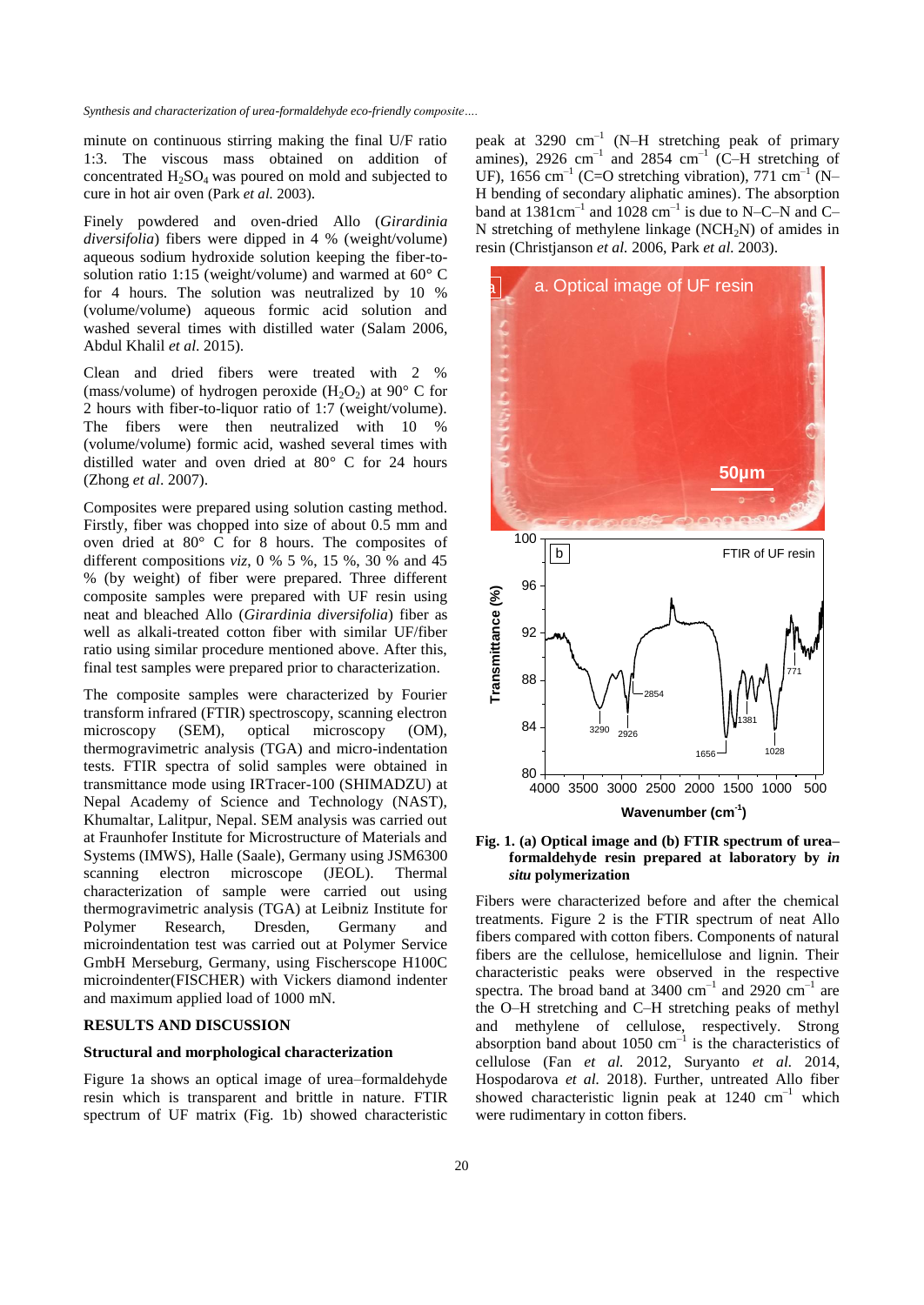minute on continuous stirring making the final U/F ratio 1:3. The viscous mass obtained on addition of concentrated $H_2SO_4$ was poured on mold and subjected to cure in hot air oven (Park *et al.* 2003).

Finely powdered and oven-dried Allo (*Girardinia diversifolia*) fibers were dipped in 4 % (weight/volume) aqueous sodium hydroxide solution keeping the fiber-to-solution ratio 1:15 (weight/volume) and warmed at 60° C for 4 hours. The solution was neutralized by 10 % (volume/volume) aqueous formic acid solution and washed several times with distilled water (Salam 2006, Abdul Khalil *et al.* 2015).

Clean and dried fibers were treated with 2 % (mass/volume) of hydrogen peroxide ($H_2O_2$) at 90° C for 2 hours with fiber-to-liquor ratio of 1:7 (weight/volume). The fibers were then neutralized with 10 % (volume/volume) formic acid, washed several times with distilled water and oven dried at 80° C for 24 hours (Zhong *et al*. 2007).

Composites were prepared using solution casting method. Firstly, fiber was chopped into size of about 0.5 mm and oven dried at 80° C for 8 hours. The composites of different compositions *viz*, 0 % 5 %, 15 %, 30 % and 45 % (by weight) of fiber were prepared. Three different composite samples were prepared with UF resin using neat and bleached Allo (*Girardinia diversifolia*) fiber as well as alkali-treated cotton fiber with similar UF/fiber ratio using similar procedure mentioned above. After this, final test samples were prepared prior to characterization.

The composite samples were characterized by Fourier transform infrared (FTIR) spectroscopy, scanning electron microscopy (SEM), optical microscopy (OM), thermogravimetric analysis (TGA) and micro-indentation tests. FTIR spectra of solid samples were obtained in transmittance mode using IRTracer-100 (SHIMADZU) at Nepal Academy of Science and Technology (NAST), Khumaltar, Lalitpur, Nepal. SEM analysis was carried out at Fraunhofer Institute for Microstructure of Materials and Systems (IMWS), Halle (Saale), Germany using JSM6300 scanning electron microscope (JEOL). Thermal characterization of sample were carried out using thermogravimetric analysis (TGA) at Leibniz Institute for Polymer Research, Dresden, Germany and microindentation test was carried out at Polymer Service GmbH Merseburg, Germany, using Fischerscope H100C microindenter(FISCHER) with Vickers diamond indenter and maximum applied load of 1000 mN.

## RESULTS AND DISCUSSION

### Structural and morphological characterization

Figure 1a shows an optical image of urea–formaldehyde resin which is transparent and brittle in nature. FTIR spectrum of UF matrix (Fig. 1b) showed characteristic peak at 3290 $cm^{-1}$ (N–H stretching peak of primary amines), 2926 $cm^{-1}$ and 2854 $cm^{-1}$ (C–H stretching of UF), 1656 $cm^{-1}$ (C=O stretching vibration), 771 $cm^{-1}$ (N–H bending of secondary aliphatic amines). The absorption band at 1381$cm^{-1}$ and 1028 $cm^{-1}$ is due to N–C–N and C–N stretching of methylene linkage ($NCH_2N$) of amides in resin (Christjanson *et al.* 2006, Park *et al.* 2003).

a. Optical image of UF resin
50µm

b
FTIR of UF resin
Transmittance (%)
100
96
92
88
84
80
3290
2926
2854
1656
1381
1028
771
4000 3500 3000 2500 2000 1500 1000 500
Wavenumber ($cm^{-1}$)

**Fig. 1. (a) Optical image and (b) FTIR spectrum of urea–formaldehyde resin prepared at laboratory by *in situ* polymerization**

Fibers were characterized before and after the chemical treatments. Figure 2 is the FTIR spectrum of neat Allo fibers compared with cotton fibers. Components of natural fibers are the cellulose, hemicellulose and lignin. Their characteristic peaks were observed in the respective spectra. The broad band at 3400 $cm^{-1}$ and 2920 $cm^{-1}$ are the O–H stretching and C–H stretching peaks of methyl and methylene of cellulose, respectively. Strong absorption band about 1050 $cm^{-1}$ is the characteristics of cellulose (Fan *et al.* 2012, Suryanto *et al.* 2014, Hospodarova *et al.* 2018). Further, untreated Allo fiber showed characteristic lignin peak at 1240 $cm^{-1}$ which were rudimentary in cotton fibers.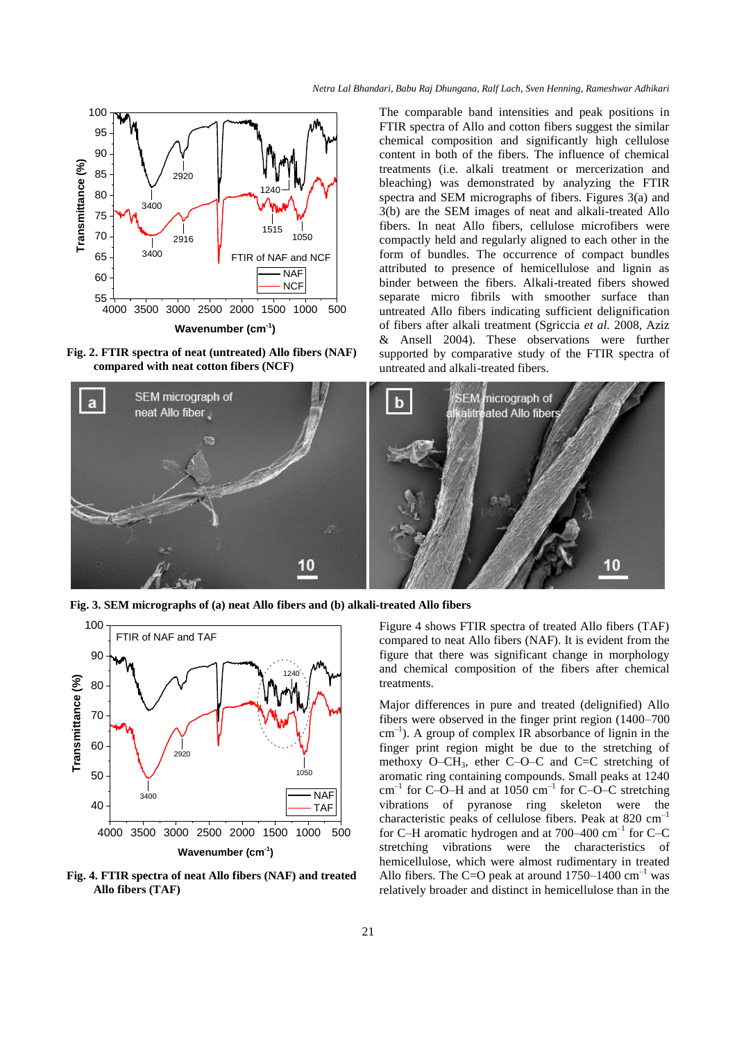100
95
90
85
80
75
70
65
60
55
Transmittance (%)
3400
2920
1240
1515
1050
3400
2916
FTIR of NAF and NCF
NAF
NCF
4000 3500 3000 2500 2000 1500 1000 500
Wavenumber ($cm^{-1}$)

**Fig. 2. FTIR spectra of neat (untreated) Allo fibers (NAF) compared with neat cotton fibers (NCF)**

The comparable band intensities and peak positions in FTIR spectra of Allo and cotton fibers suggest the similar chemical composition and significantly high cellulose content in both of the fibers. The influence of chemical treatments (i.e. alkali treatment or mercerization and bleaching) was demonstrated by analyzing the FTIR spectra and SEM micrographs of fibers. Figures 3(a) and 3(b) are the SEM images of neat and alkali-treated Allo fibers. In neat Allo fibers, cellulose microfibers were compactly held and regularly aligned to each other in the form of bundles. The occurrence of compact bundles attributed to presence of hemicellulose and lignin as binder between the fibers. Alkali-treated fibers showed separate micro fibrils with smoother surface than untreated Allo fibers indicating sufficient delignification of fibers after alkali treatment (Sgriccia *et al.* 2008, Aziz & Ansell 2004). These observations were further supported by comparative study of the FTIR spectra of untreated and alkali-treated fibers.

a
SEM micrograph of neat Allo fiber
10
b
SEM micrograph of alkalitreated Allo fibers
10

**Fig. 3. SEM micrographs of (a) neat Allo fibers and (b) alkali-treated Allo fibers**

100
90
80
70
60
50
40
Transmittance (%)
FTIR of NAF and TAF
1240
2920
3400
1050
NAF
TAF
4000 3500 3000 2500 2000 1500 1000 500
Wavenumber ($cm^{-1}$)

**Fig. 4. FTIR spectra of neat Allo fibers (NAF) and treated Allo fibers (TAF)**

Figure 4 shows FTIR spectra of treated Allo fibers (TAF) compared to neat Allo fibers (NAF). It is evident from the figure that there was significant change in morphology and chemical composition of the fibers after chemical treatments.

Major differences in pure and treated (delignified) Allo fibers were observed in the finger print region (1400–700 $cm^{-1}$). A group of complex IR absorbance of lignin in the finger print region might be due to the stretching of methoxy O–$CH_3$, ether C–O–C and C=C stretching of aromatic ring containing compounds. Small peaks at 1240 $cm^{-1}$ for C–O–H and at 1050 $cm^{-1}$ for C–O–C stretching vibrations of pyranose ring skeleton were the characteristic peaks of cellulose fibers. Peak at 820 $cm^{-1}$ for C–H aromatic hydrogen and at 700–400 $cm^{-1}$ for C–C stretching vibrations were the characteristics of hemicellulose, which were almost rudimentary in treated Allo fibers. The C=O peak at around 1750–1400 $cm^{-1}$ was relatively broader and distinct in hemicellulose than in the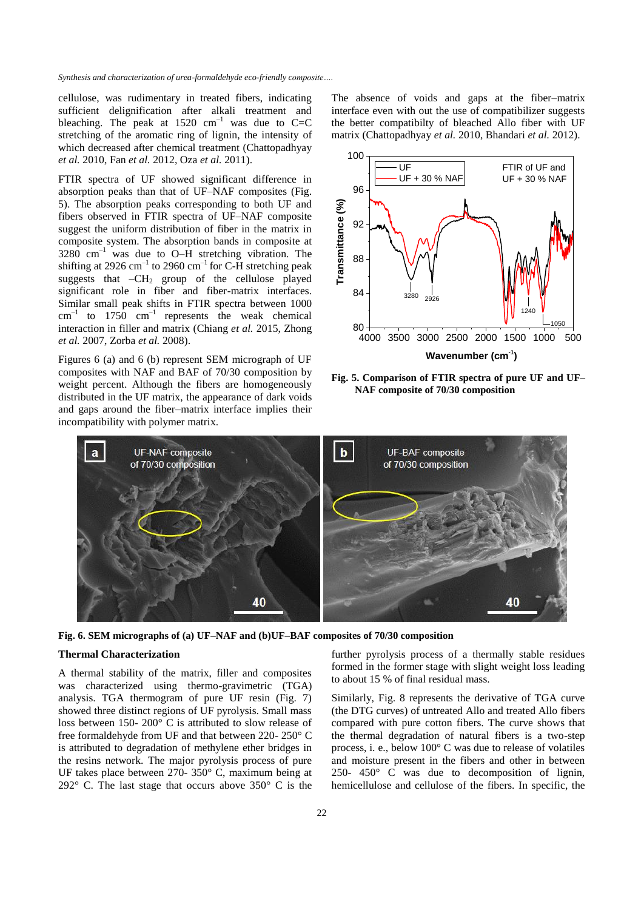cellulose, was rudimentary in treated fibers, indicating sufficient delignification after alkali treatment and bleaching. The peak at 1520 $cm^{-1}$ was due to C=C stretching of the aromatic ring of lignin, the intensity of which decreased after chemical treatment (Chattopadhyay *et al.* 2010, Fan *et al.* 2012, Oza *et al.* 2011).

FTIR spectra of UF showed significant difference in absorption peaks than that of UF–NAF composites (Fig. 5). The absorption peaks corresponding to both UF and fibers observed in FTIR spectra of UF–NAF composite suggest the uniform distribution of fiber in the matrix in composite system. The absorption bands in composite at 3280 $cm^{-1}$ was due to O–H stretching vibration. The shifting at 2926 $cm^{-1}$ to 2960 $cm^{-1}$ for C-H stretching peak suggests that $-CH_2$ group of the cellulose played significant role in fiber and fiber-matrix interfaces. Similar small peak shifts in FTIR spectra between 1000 $cm^{-1}$ to 1750 $cm^{-1}$ represents the weak chemical interaction in filler and matrix (Chiang *et al.* 2015, Zhong *et al.* 2007, Zorba *et al.* 2008).

Figures 6 (a) and 6 (b) represent SEM micrograph of UF composites with NAF and BAF of 70/30 composition by weight percent. Although the fibers are homogeneously distributed in the UF matrix, the appearance of dark voids and gaps around the fiber–matrix interface implies their incompatibility with polymer matrix. The absence of voids and gaps at the fiber–matrix interface even with out the use of compatibilizer suggests the better compatibilty of bleached Allo fiber with UF matrix (Chattopadhyay *et al.* 2010, Bhandari *et al.* 2012).

100
96
92
88
84
80
Transmittance (%)
4000 3500 3000 2500 2000 1500 1000 500
Wavenumber ($cm^{-1}$)
UF
UF + 30 % NAF
FTIR of UF and UF + 30 % NAF
3280
2926
1240
1050

**Fig. 5. Comparison of FTIR spectra of pure UF and UF–NAF composite of 70/30 composition**

a
UF-NAF composite of 70/30 composition
40
b
UF-BAF composite of 70/30 composition
40

**Fig. 6. SEM micrographs of (a) UF–NAF and (b)UF–BAF composites of 70/30 composition**

**Thermal Characterization**

A thermal stability of the matrix, filler and composites was characterized using thermo-gravimetric (TGA) analysis. TGA thermogram of pure UF resin (Fig. 7) showed three distinct regions of UF pyrolysis. Small mass loss between 150- 200° C is attributed to slow release of free formaldehyde from UF and that between 220- 250° C is attributed to degradation of methylene ether bridges in the resins network. The major pyrolysis process of pure UF takes place between 270- 350° C, maximum being at 292° C. The last stage that occurs above 350° C is the further pyrolysis process of a thermally stable residues formed in the former stage with slight weight loss leading to about 15 % of final residual mass.

Similarly, Fig. 8 represents the derivative of TGA curve (the DTG curves) of untreated Allo and treated Allo fibers compared with pure cotton fibers. The curve shows that the thermal degradation of natural fibers is a two-step process, i. e., below 100° C was due to release of volatiles and moisture present in the fibers and other in between 250- 450° C was due to decomposition of lignin, hemicellulose and cellulose of the fibers. In specific, the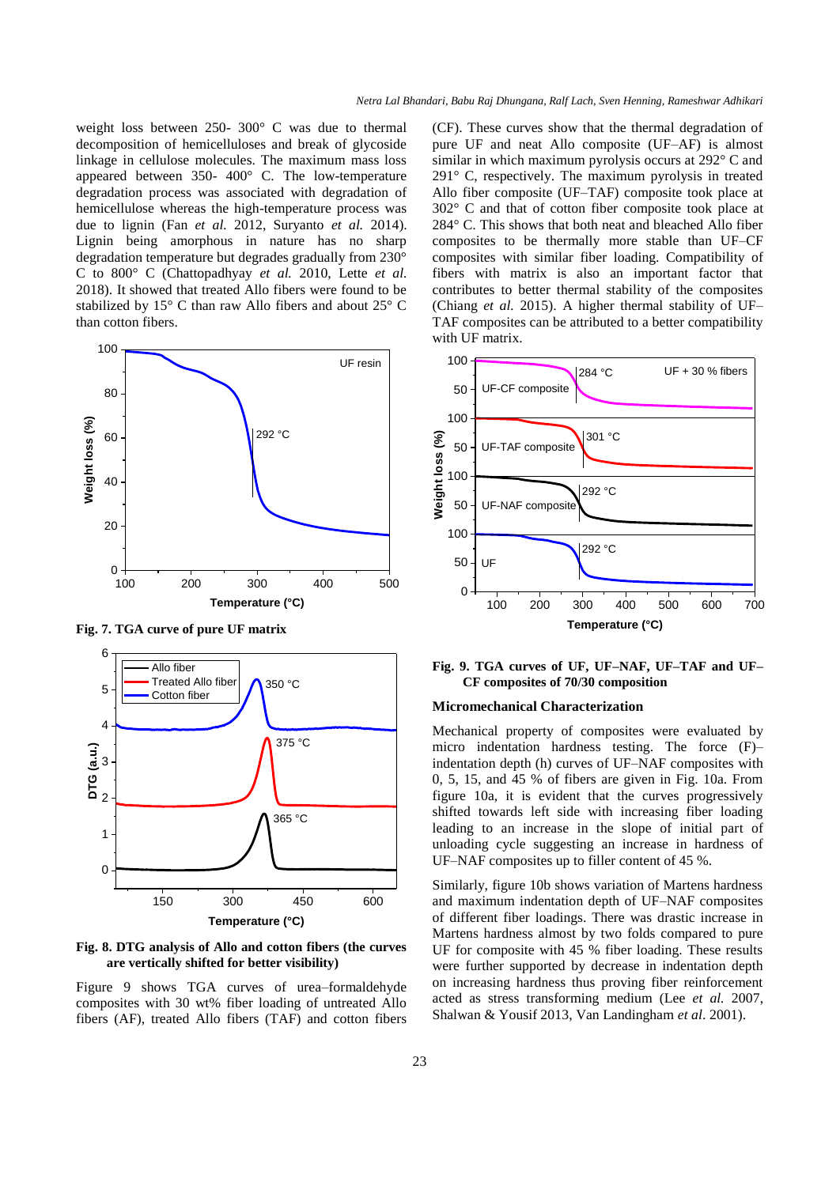weight loss between 250- 300° C was due to thermal decomposition of hemicelluloses and break of glycoside linkage in cellulose molecules. The maximum mass loss appeared between 350- 400° C. The low-temperature degradation process was associated with degradation of hemicellulose whereas the high-temperature process was due to lignin (Fan *et al.* 2012, Suryanto *et al.* 2014). Lignin being amorphous in nature has no sharp degradation temperature but degrades gradually from 230° C to 800° C (Chattopadhyay *et al.* 2010, Lette *et al.* 2018). It showed that treated Allo fibers were found to be stabilized by 15° C than raw Allo fibers and about 25° C than cotton fibers.

UF resin
292 °C
Weight loss (%)
Temperature (°C)

**Fig. 7. TGA curve of pure UF matrix**

Allo fiber
Treated Allo fiber
Cotton fiber
350 °C
375 °C
365 °C
DTG (a.u.)
Temperature (°C)

**Fig. 8. DTG analysis of Allo and cotton fibers (the curves are vertically shifted for better visibility)**

Figure 9 shows TGA curves of urea–formaldehyde composites with 30 wt% fiber loading of untreated Allo fibers (AF), treated Allo fibers (TAF) and cotton fibers (CF). These curves show that the thermal degradation of pure UF and neat Allo composite (UF–AF) is almost similar in which maximum pyrolysis occurs at 292° C and 291° C, respectively. The maximum pyrolysis in treated Allo fiber composite (UF–TAF) composite took place at 302° C and that of cotton fiber composite took place at 284° C. This shows that both neat and bleached Allo fiber composites to be thermally more stable than UF–CF composites with similar fiber loading. Compatibility of fibers with matrix is also an important factor that contributes to better thermal stability of the composites (Chiang *et al.* 2015). A higher thermal stability of UF–TAF composites can be attributed to a better compatibility with UF matrix.

UF + 30 % fibers
UF-CF composite
284 °C
UF-TAF composite
301 °C
UF-NAF composite
292 °C
UF
292 °C
Weight loss (%)
Temperature (°C)

**Fig. 9. TGA curves of UF, UF–NAF, UF–TAF and UF–CF composites of 70/30 composition**

### Micromechanical Characterization

Mechanical property of composites were evaluated by micro indentation hardness testing. The force (F)–indentation depth (h) curves of UF–NAF composites with 0, 5, 15, and 45 % of fibers are given in Fig. 10a. From figure 10a, it is evident that the curves progressively shifted towards left side with increasing fiber loading leading to an increase in the slope of initial part of unloading cycle suggesting an increase in hardness of UF–NAF composites up to filler content of 45 %.

Similarly, figure 10b shows variation of Martens hardness and maximum indentation depth of UF–NAF composites of different fiber loadings. There was drastic increase in Martens hardness almost by two folds compared to pure UF for composite with 45 % fiber loading. These results were further supported by decrease in indentation depth on increasing hardness thus proving fiber reinforcement acted as stress transforming medium (Lee *et al.* 2007, Shalwan & Yousif 2013, Van Landingham *et al*. 2001).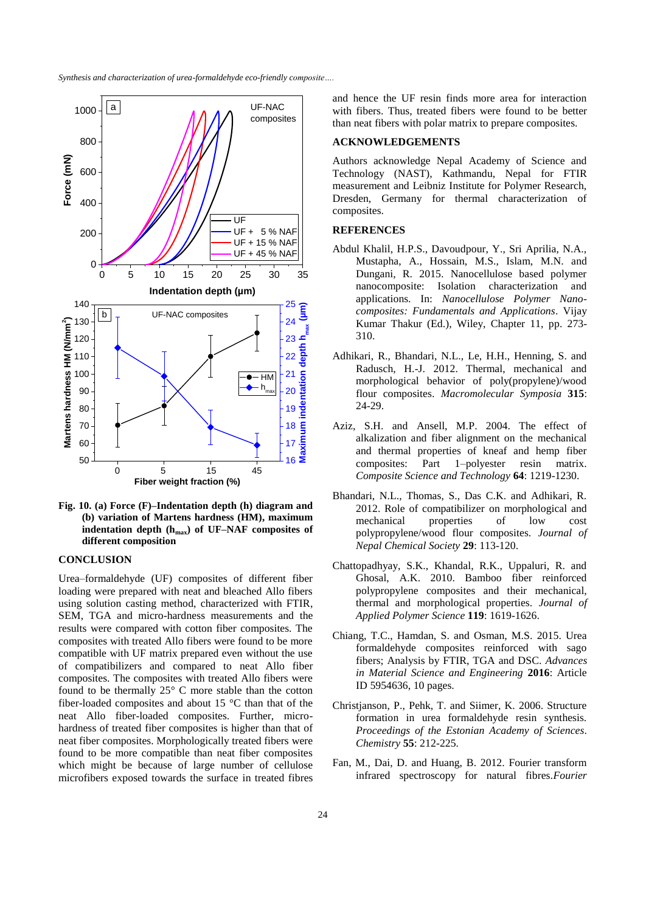a

UF-NAC composites

1000

800

600

400

200

0

Force (mN)

0 5 10 15 20 25 30 35

Indentation depth (µm)

UF

UF + 5 % NAF

UF + 15 % NAF

UF + 45 % NAF

b

UF-NAC composites

140

130

120

110

100

90

80

70

60

50

Martens hardness HM (N/mm²)

0 5 15 45

Fiber weight fraction (%)

HM

$h_{max}$

25

24

23

22

21

20

19

18

17

16

Maximum indentation depth $h_{max}$ (µm)

**Fig. 10. (a) Force (F)–Indentation depth (h) diagram and (b) variation of Martens hardness (HM), maximum indentation depth ($h_{max}$) of UF–NAF composites of different composition**

## CONCLUSION

Urea–formaldehyde (UF) composites of different fiber loading were prepared with neat and bleached Allo fibers using solution casting method, characterized with FTIR, SEM, TGA and micro-hardness measurements and the results were compared with cotton fiber composites. The composites with treated Allo fibers were found to be more compatible with UF matrix prepared even without the use of compatibilizers and compared to neat Allo fiber composites. The composites with treated Allo fibers were found to be thermally 25° C more stable than the cotton fiber-loaded composites and about 15 °C than that of the neat Allo fiber-loaded composites. Further, micro-hardness of treated fiber composites is higher than that of neat fiber composites. Morphologically treated fibers were found to be more compatible than neat fiber composites which might be because of large number of cellulose microfibers exposed towards the surface in treated fibres and hence the UF resin finds more area for interaction with fibers. Thus, treated fibers were found to be better than neat fibers with polar matrix to prepare composites.

## ACKNOWLEDGEMENTS

Authors acknowledge Nepal Academy of Science and Technology (NAST), Kathmandu, Nepal for FTIR measurement and Leibniz Institute for Polymer Research, Dresden, Germany for thermal characterization of composites.

## REFERENCES

Abdul Khalil, H.P.S., Davoudpour, Y., Sri Aprilia, N.A., Mustapha, A., Hossain, M.S., Islam, M.N. and Dungani, R. 2015. Nanocellulose based polymer nanocomposite: Isolation characterization and applications. In: *Nanocellulose Polymer Nano-composites: Fundamentals and Applications*. Vijay Kumar Thakur (Ed.), Wiley, Chapter 11, pp. 273-310.

Adhikari, R., Bhandari, N.L., Le, H.H., Henning, S. and Radusch, H.-J. 2012. Thermal, mechanical and morphological behavior of poly(propylene)/wood flour composites. *Macromolecular Symposia* **315**: 24-29.

Aziz, S.H. and Ansell, M.P. 2004. The effect of alkalization and fiber alignment on the mechanical and thermal properties of kneaf and hemp fiber composites: Part 1–polyester resin matrix. *Composite Science and Technology* **64**: 1219-1230.

Bhandari, N.L., Thomas, S., Das C.K. and Adhikari, R. 2012. Role of compatibilizer on morphological and mechanical properties of low cost polypropylene/wood flour composites. *Journal of Nepal Chemical Society* **29**: 113-120.

Chattopadhyay, S.K., Khandal, R.K., Uppaluri, R. and Ghosal, A.K. 2010. Bamboo fiber reinforced polypropylene composites and their mechanical, thermal and morphological properties. *Journal of Applied Polymer Science* **119**: 1619-1626.

Chiang, T.C., Hamdan, S. and Osman, M.S. 2015. Urea formaldehyde composites reinforced with sago fibers; Analysis by FTIR, TGA and DSC. *Advances in Material Science and Engineering* **2016**: Article ID 5954636, 10 pages.

Christjanson, P., Pehk, T. and Siimer, K. 2006. Structure formation in urea formaldehyde resin synthesis. *Proceedings of the Estonian Academy of Sciences. Chemistry* **55**: 212-225.

Fan, M., Dai, D. and Huang, B. 2012. Fourier transform infrared spectroscopy for natural fibres.*Fourier*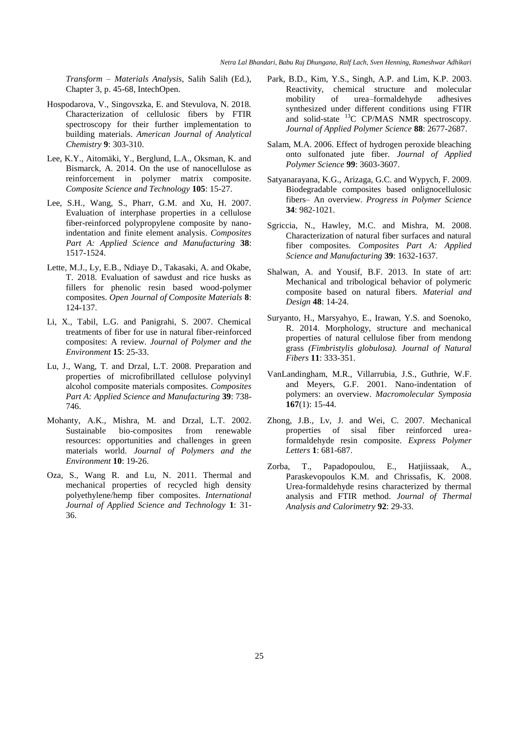*Transform – Materials Analysis*, Salih Salih (Ed.), Chapter 3, p. 45-68, IntechOpen.

Hospodarova, V., Singovszka, E. and Stevulova, N. 2018. Characterization of cellulosic fibers by FTIR spectroscopy for their further implementation to building materials. *American Journal of Analytical Chemistry* **9**: 303-310.

Lee, K.Y., Aitomäki, Y., Berglund, L.A., Oksman, K. and Bismarck, A. 2014. On the use of nanocellulose as reinforcement in polymer matrix composite. *Composite Science and Technology* **105**: 15-27.

Lee, S.H., Wang, S., Pharr, G.M. and Xu, H. 2007. Evaluation of interphase properties in a cellulose fiber-reinforced polypropylene composite by nano-indentation and finite element analysis. *Composites Part A: Applied Science and Manufacturing* **38**: 1517-1524.

Lette, M.J., Ly, E.B., Ndiaye D., Takasaki, A. and Okabe, T. 2018. Evaluation of sawdust and rice husks as fillers for phenolic resin based wood-polymer composites. *Open Journal of Composite Materials* **8**: 124-137.

Li, X., Tabil, L.G. and Panigrahi, S. 2007. Chemical treatments of fiber for use in natural fiber-reinforced composites: A review. *Journal of Polymer and the Environment* **15**: 25-33.

Lu, J., Wang, T. and Drzal, L.T. 2008. Preparation and properties of microfibrillated cellulose polyvinyl alcohol composite materials composites. *Composites Part A: Applied Science and Manufacturing* **39**: 738-746.

Mohanty, A.K., Mishra, M. and Drzal, L.T. 2002. Sustainable bio-composites from renewable resources: opportunities and challenges in green materials world. *Journal of Polymers and the Environment* **10**: 19-26.

Oza, S., Wang R. and Lu, N. 2011. Thermal and mechanical properties of recycled high density polyethylene/hemp fiber composites. *International Journal of Applied Science and Technology* **1**: 31-36.

Park, B.D., Kim, Y.S., Singh, A.P. and Lim, K.P. 2003. Reactivity, chemical structure and molecular mobility of urea–formaldehyde adhesives synthesized under different conditions using FTIR and solid-state $^{13}C$ CP/MAS NMR spectroscopy. *Journal of Applied Polymer Science* **88**: 2677-2687.

Salam, M.A. 2006. Effect of hydrogen peroxide bleaching onto sulfonated jute fiber. *Journal of Applied Polymer Science* **99**: 3603-3607.

Satyanarayana, K.G., Arizaga, G.C. and Wypych, F. 2009. Biodegradable composites based onlignocellulosic fibers– An overview. *Progress in Polymer Science* **34**: 982-1021.

Sgriccia, N., Hawley, M.C. and Mishra, M. 2008. Characterization of natural fiber surfaces and natural fiber composites. *Composites Part A: Applied Science and Manufacturing* **39**: 1632-1637.

Shalwan, A. and Yousif, B.F. 2013. In state of art: Mechanical and tribological behavior of polymeric composite based on natural fibers. *Material and Design* **48**: 14-24.

Suryanto, H., Marsyahyo, E., Irawan, Y.S. and Soenoko, R. 2014. Morphology, structure and mechanical properties of natural cellulose fiber from mendong grass *(Fimbristylis globulosa). Journal of Natural Fibers* **11**: 333-351.

VanLandingham, M.R., Villarrubia, J.S., Guthrie, W.F. and Meyers, G.F. 2001. Nano-indentation of polymers: an overview. *Macromolecular Symposia* **167**(1): 15-44.

Zhong, J.B., Lv, J. and Wei, C. 2007. Mechanical properties of sisal fiber reinforced urea-formaldehyde resin composite. *Express Polymer Letters* **1**: 681-687.

Zorba, T., Papadopoulou, E., Hatjiissaak, A., Paraskevopoulos K.M. and Chrissafis, K. 2008. Urea-formaldehyde resins characterized by thermal analysis and FTIR method. *Journal of Thermal Analysis and Calorimetry* **92**: 29-33.